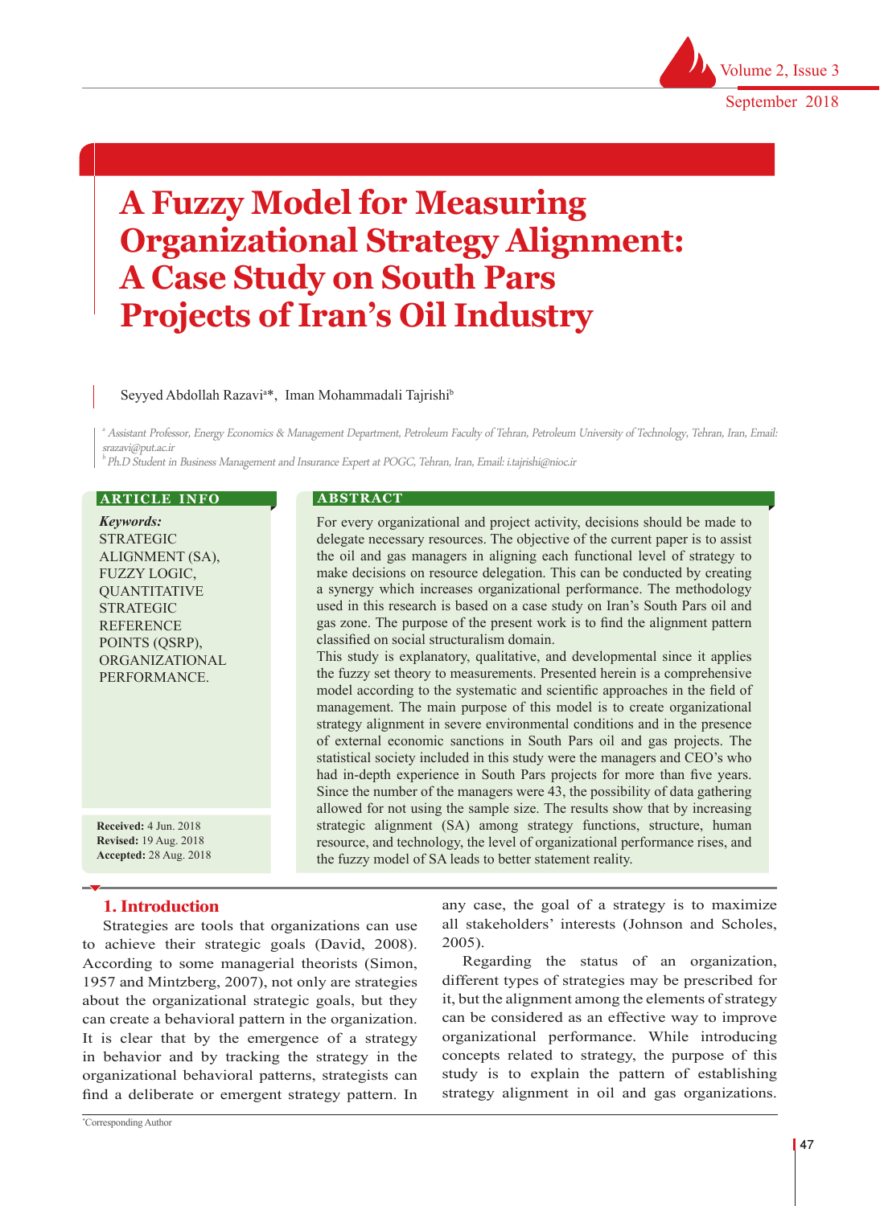# A Fuzzy Model for Measuring Organizational Strategy Alignment: A Case Study on South Pars Projects of Iran's Oil Industry

Seyyed Abdollah Razavi[a]*, Iman Mohammadali Tajrishi[b]

[a] Assistant Professor, Energy Economics & Management Department, Petroleum Faculty of Tehran, Petroleum University of Technology, Tehran, Iran, Email: srazavi@put.ac.ir

[b] Ph.D Student in Business Management and Insurance Expert at POGC, Tehran, Iran, Email: i.tajrishi@nioc.ir

**ARTICLE INFO**

***Keywords:***
STRATEGIC ALIGNMENT (SA),
FUZZY LOGIC,
QUANTITATIVE STRATEGIC REFERENCE POINTS (QSRP),
ORGANIZATIONAL PERFORMANCE.

**Received:** 4 Jun. 2018
**Revised:** 19 Aug. 2018
**Accepted:** 28 Aug. 2018

**ABSTRACT**

For every organizational and project activity, decisions should be made to delegate necessary resources. The objective of the current paper is to assist the oil and gas managers in aligning each functional level of strategy to make decisions on resource delegation. This can be conducted by creating a synergy which increases organizational performance. The methodology used in this research is based on a case study on Iran's South Pars oil and gas zone. The purpose of the present work is to find the alignment pattern classified on social structuralism domain.

This study is explanatory, qualitative, and developmental since it applies the fuzzy set theory to measurements. Presented herein is a comprehensive model according to the systematic and scientific approaches in the field of management. The main purpose of this model is to create organizational strategy alignment in severe environmental conditions and in the presence of external economic sanctions in South Pars oil and gas projects. The statistical society included in this study were the managers and CEO's who had in-depth experience in South Pars projects for more than five years. Since the number of the managers were 43, the possibility of data gathering allowed for not using the sample size. The results show that by increasing strategic alignment (SA) among strategy functions, structure, human resource, and technology, the level of organizational performance rises, and the fuzzy model of SA leads to better statement reality.

## 1. Introduction

Strategies are tools that organizations can use to achieve their strategic goals (David, 2008). According to some managerial theorists (Simon, 1957 and Mintzberg, 2007), not only are strategies about the organizational strategic goals, but they can create a behavioral pattern in the organization. It is clear that by the emergence of a strategy in behavior and by tracking the strategy in the organizational behavioral patterns, strategists can find a deliberate or emergent strategy pattern. In any case, the goal of a strategy is to maximize all stakeholders' interests (Johnson and Scholes, 2005).

Regarding the status of an organization, different types of strategies may be prescribed for it, but the alignment among the elements of strategy can be considered as an effective way to improve organizational performance. While introducing concepts related to strategy, the purpose of this study is to explain the pattern of establishing strategy alignment in oil and gas organizations.

*Corresponding Author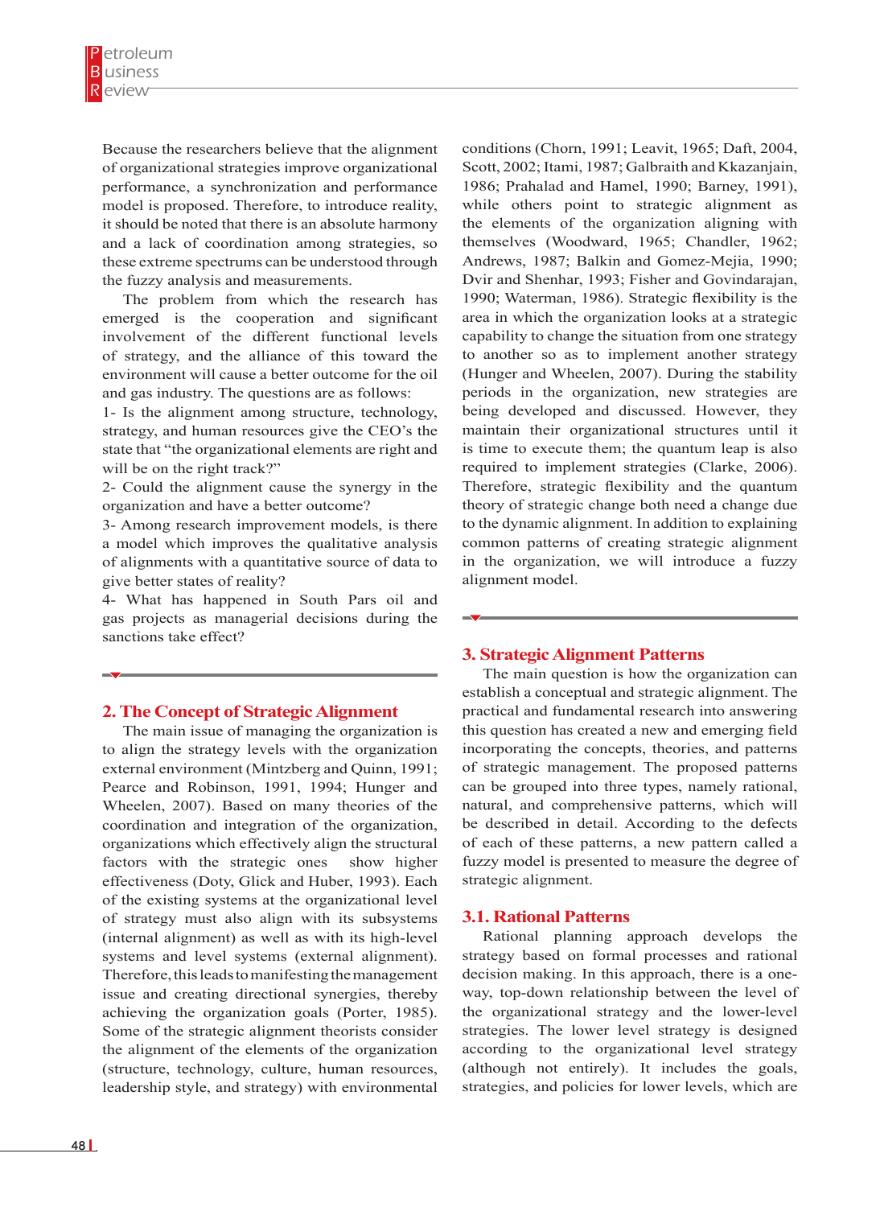Because the researchers believe that the alignment of organizational strategies improve organizational performance, a synchronization and performance model is proposed. Therefore, to introduce reality, it should be noted that there is an absolute harmony and a lack of coordination among strategies, so these extreme spectrums can be understood through the fuzzy analysis and measurements.

The problem from which the research has emerged is the cooperation and significant involvement of the different functional levels of strategy, and the alliance of this toward the environment will cause a better outcome for the oil and gas industry. The questions are as follows:

1- Is the alignment among structure, technology, strategy, and human resources give the CEO's the state that "the organizational elements are right and will be on the right track?"

2- Could the alignment cause the synergy in the organization and have a better outcome?

3- Among research improvement models, is there a model which improves the qualitative analysis of alignments with a quantitative source of data to give better states of reality?

4- What has happened in South Pars oil and gas projects as managerial decisions during the sanctions take effect?

## 2. The Concept of Strategic Alignment

The main issue of managing the organization is to align the strategy levels with the organization external environment (Mintzberg and Quinn, 1991; Pearce and Robinson, 1991, 1994; Hunger and Wheelen, 2007). Based on many theories of the coordination and integration of the organization, organizations which effectively align the structural factors with the strategic ones show higher effectiveness (Doty, Glick and Huber, 1993). Each of the existing systems at the organizational level of strategy must also align with its subsystems (internal alignment) as well as with its high-level systems and level systems (external alignment). Therefore, this leads to manifesting the management issue and creating directional synergies, thereby achieving the organization goals (Porter, 1985). Some of the strategic alignment theorists consider the alignment of the elements of the organization (structure, technology, culture, human resources, leadership style, and strategy) with environmental conditions (Chorn, 1991; Leavit, 1965; Daft, 2004, Scott, 2002; Itami, 1987; Galbraith and Kkazanjain, 1986; Prahalad and Hamel, 1990; Barney, 1991), while others point to strategic alignment as the elements of the organization aligning with themselves (Woodward, 1965; Chandler, 1962; Andrews, 1987; Balkin and Gomez-Mejia, 1990; Dvir and Shenhar, 1993; Fisher and Govindarajan, 1990; Waterman, 1986). Strategic flexibility is the area in which the organization looks at a strategic capability to change the situation from one strategy to another so as to implement another strategy (Hunger and Wheelen, 2007). During the stability periods in the organization, new strategies are being developed and discussed. However, they maintain their organizational structures until it is time to execute them; the quantum leap is also required to implement strategies (Clarke, 2006). Therefore, strategic flexibility and the quantum theory of strategic change both need a change due to the dynamic alignment. In addition to explaining common patterns of creating strategic alignment in the organization, we will introduce a fuzzy alignment model.

## 3. Strategic Alignment Patterns

The main question is how the organization can establish a conceptual and strategic alignment. The practical and fundamental research into answering this question has created a new and emerging field incorporating the concepts, theories, and patterns of strategic management. The proposed patterns can be grouped into three types, namely rational, natural, and comprehensive patterns, which will be described in detail. According to the defects of each of these patterns, a new pattern called a fuzzy model is presented to measure the degree of strategic alignment.

### 3.1. Rational Patterns

Rational planning approach develops the strategy based on formal processes and rational decision making. In this approach, there is a one-way, top-down relationship between the level of the organizational strategy and the lower-level strategies. The lower level strategy is designed according to the organizational level strategy (although not entirely). It includes the goals, strategies, and policies for lower levels, which are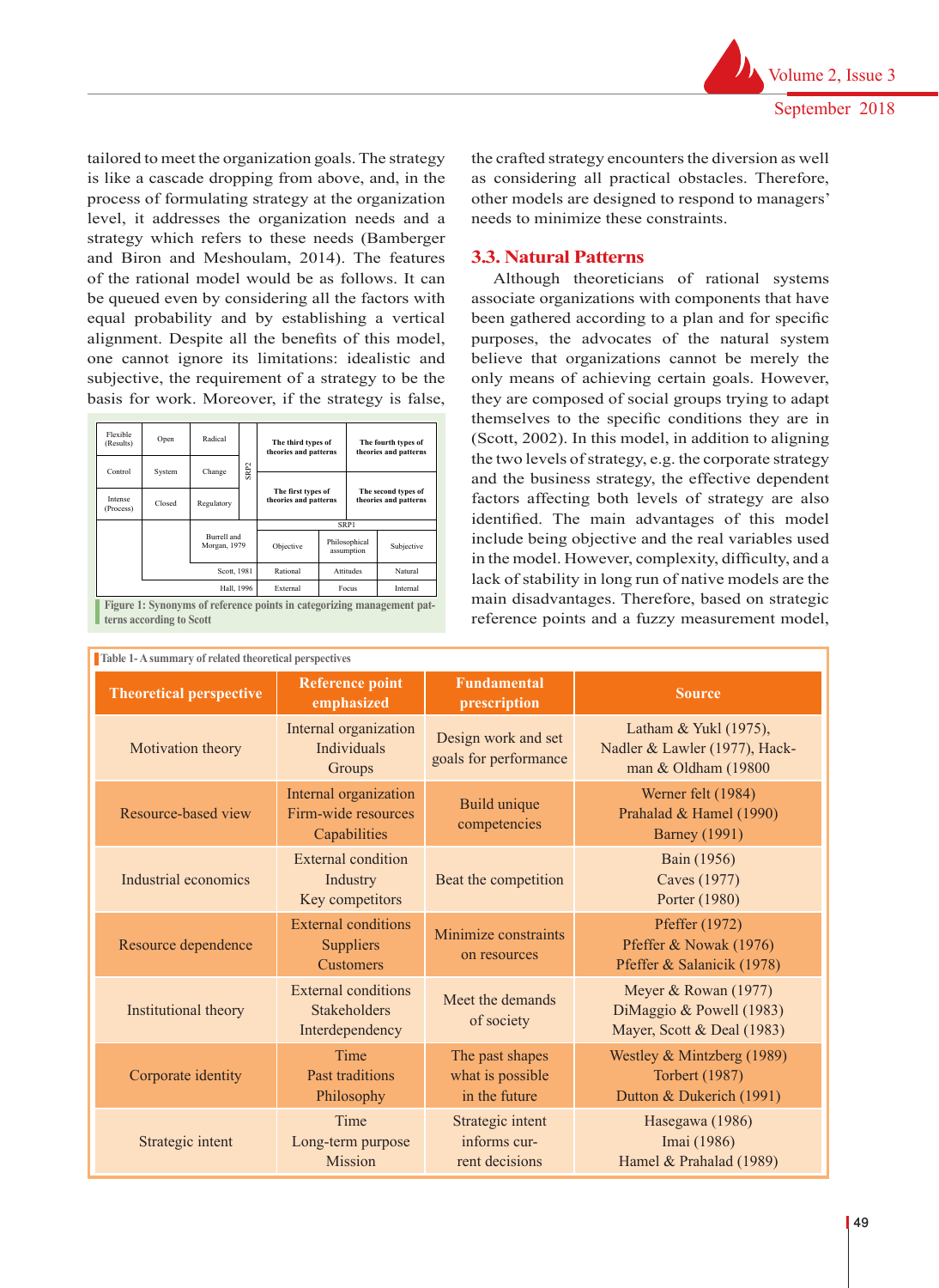tailored to meet the organization goals. The strategy is like a cascade dropping from above, and, in the process of formulating strategy at the organization level, it addresses the organization needs and a strategy which refers to these needs (Bamberger and Biron and Meshoulam, 2014). The features of the rational model would be as follows. It can be queued even by considering all the factors with equal probability and by establishing a vertical alignment. Despite all the benefits of this model, one cannot ignore its limitations: idealistic and subjective, the requirement of a strategy to be the basis for work. Moreover, if the strategy is false, the crafted strategy encounters the diversion as well as considering all practical obstacles. Therefore, other models are designed to respond to managers' needs to minimize these constraints.

| Flexible (Results) | Open | Radical | SRP2 | The third types of theories and patterns | | The fourth types of theories and patterns |
|---|---|---|---|---|---|---|
| Control | System | Change | | | | |
| Intense (Process) | Closed | Regulatory | | The first types of theories and patterns | | The second types of theories and patterns |
| | | | | SRP1 | | |
| | | Burrell and Morgan, 1979 | | Objective | Philosophical assumption | Subjective |
| | | Scott, 1981 | | Rational | Attitudes | Natural |
| | | Hall, 1996 | | External | Focus | Internal |

Figure 1: Synonyms of reference points in categorizing management patterns according to Scott

## 3.3. Natural Patterns

Although theoreticians of rational systems associate organizations with components that have been gathered according to a plan and for specific purposes, the advocates of the natural system believe that organizations cannot be merely the only means of achieving certain goals. However, they are composed of social groups trying to adapt themselves to the specific conditions they are in (Scott, 2002). In this model, in addition to aligning the two levels of strategy, e.g. the corporate strategy and the business strategy, the effective dependent factors affecting both levels of strategy are also identified. The main advantages of this model include being objective and the real variables used in the model. However, complexity, difficulty, and a lack of stability in long run of native models are the main disadvantages. Therefore, based on strategic reference points and a fuzzy measurement model,

Table 1- A summary of related theoretical perspectives

| Theoretical perspective | Reference point emphasized | Fundamental prescription | Source |
|---|---|---|---|
| Motivation theory | Internal organization<br>Individuals<br>Groups | Design work and set goals for performance | Latham & Yukl (1975), Nadler & Lawler (1977), Hackman & Oldham (19800 |
| Resource-based view | Internal organization<br>Firm-wide resources<br>Capabilities | Build unique competencies | Werner felt (1984)<br>Prahalad & Hamel (1990)<br>Barney (1991) |
| Industrial economics | External condition<br>Industry<br>Key competitors | Beat the competition | Bain (1956)<br>Caves (1977)<br>Porter (1980) |
| Resource dependence | External conditions<br>Suppliers<br>Customers | Minimize constraints on resources | Pfeffer (1972)<br>Pfeffer & Nowak (1976)<br>Pfeffer & Salanicik (1978) |
| Institutional theory | External conditions<br>Stakeholders<br>Interdependency | Meet the demands of society | Meyer & Rowan (1977)<br>DiMaggio & Powell (1983)<br>Mayer, Scott & Deal (1983) |
| Corporate identity | Time<br>Past traditions<br>Philosophy | The past shapes what is possible in the future | Westley & Mintzberg (1989)<br>Torbert (1987)<br>Dutton & Dukerich (1991) |
| Strategic intent | Time<br>Long-term purpose<br>Mission | Strategic intent informs current decisions | Hasegawa (1986)<br>Imai (1986)<br>Hamel & Prahalad (1989) |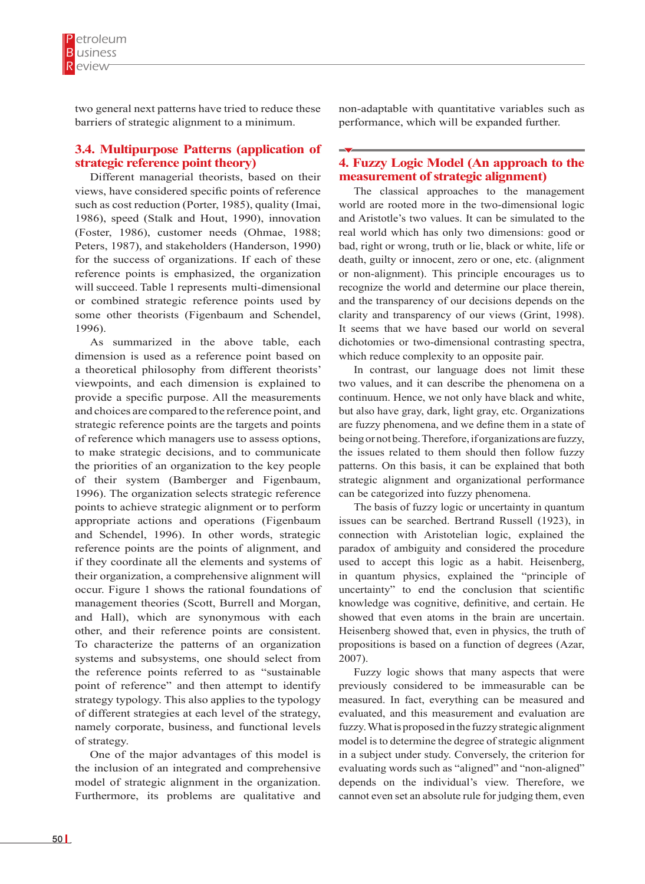two general next patterns have tried to reduce these barriers of strategic alignment to a minimum.

### 3.4. Multipurpose Patterns (application of strategic reference point theory)

Different managerial theorists, based on their views, have considered specific points of reference such as cost reduction (Porter, 1985), quality (Imai, 1986), speed (Stalk and Hout, 1990), innovation (Foster, 1986), customer needs (Ohmae, 1988; Peters, 1987), and stakeholders (Handerson, 1990) for the success of organizations. If each of these reference points is emphasized, the organization will succeed. Table 1 represents multi-dimensional or combined strategic reference points used by some other theorists (Figenbaum and Schendel, 1996).

As summarized in the above table, each dimension is used as a reference point based on a theoretical philosophy from different theorists' viewpoints, and each dimension is explained to provide a specific purpose. All the measurements and choices are compared to the reference point, and strategic reference points are the targets and points of reference which managers use to assess options, to make strategic decisions, and to communicate the priorities of an organization to the key people of their system (Bamberger and Figenbaum, 1996). The organization selects strategic reference points to achieve strategic alignment or to perform appropriate actions and operations (Figenbaum and Schendel, 1996). In other words, strategic reference points are the points of alignment, and if they coordinate all the elements and systems of their organization, a comprehensive alignment will occur. Figure 1 shows the rational foundations of management theories (Scott, Burrell and Morgan, and Hall), which are synonymous with each other, and their reference points are consistent. To characterize the patterns of an organization systems and subsystems, one should select from the reference points referred to as "sustainable point of reference" and then attempt to identify strategy typology. This also applies to the typology of different strategies at each level of the strategy, namely corporate, business, and functional levels of strategy.

One of the major advantages of this model is the inclusion of an integrated and comprehensive model of strategic alignment in the organization. Furthermore, its problems are qualitative and non-adaptable with quantitative variables such as performance, which will be expanded further.

## 4. Fuzzy Logic Model (An approach to the measurement of strategic alignment)

The classical approaches to the management world are rooted more in the two-dimensional logic and Aristotle's two values. It can be simulated to the real world which has only two dimensions: good or bad, right or wrong, truth or lie, black or white, life or death, guilty or innocent, zero or one, etc. (alignment or non-alignment). This principle encourages us to recognize the world and determine our place therein, and the transparency of our decisions depends on the clarity and transparency of our views (Grint, 1998). It seems that we have based our world on several dichotomies or two-dimensional contrasting spectra, which reduce complexity to an opposite pair.

In contrast, our language does not limit these two values, and it can describe the phenomena on a continuum. Hence, we not only have black and white, but also have gray, dark, light gray, etc. Organizations are fuzzy phenomena, and we define them in a state of being or not being. Therefore, if organizations are fuzzy, the issues related to them should then follow fuzzy patterns. On this basis, it can be explained that both strategic alignment and organizational performance can be categorized into fuzzy phenomena.

The basis of fuzzy logic or uncertainty in quantum issues can be searched. Bertrand Russell (1923), in connection with Aristotelian logic, explained the paradox of ambiguity and considered the procedure used to accept this logic as a habit. Heisenberg, in quantum physics, explained the "principle of uncertainty" to end the conclusion that scientific knowledge was cognitive, definitive, and certain. He showed that even atoms in the brain are uncertain. Heisenberg showed that, even in physics, the truth of propositions is based on a function of degrees (Azar, 2007).

Fuzzy logic shows that many aspects that were previously considered to be immeasurable can be measured. In fact, everything can be measured and evaluated, and this measurement and evaluation are fuzzy. What is proposed in the fuzzy strategic alignment model is to determine the degree of strategic alignment in a subject under study. Conversely, the criterion for evaluating words such as "aligned" and "non-aligned" depends on the individual's view. Therefore, we cannot even set an absolute rule for judging them, even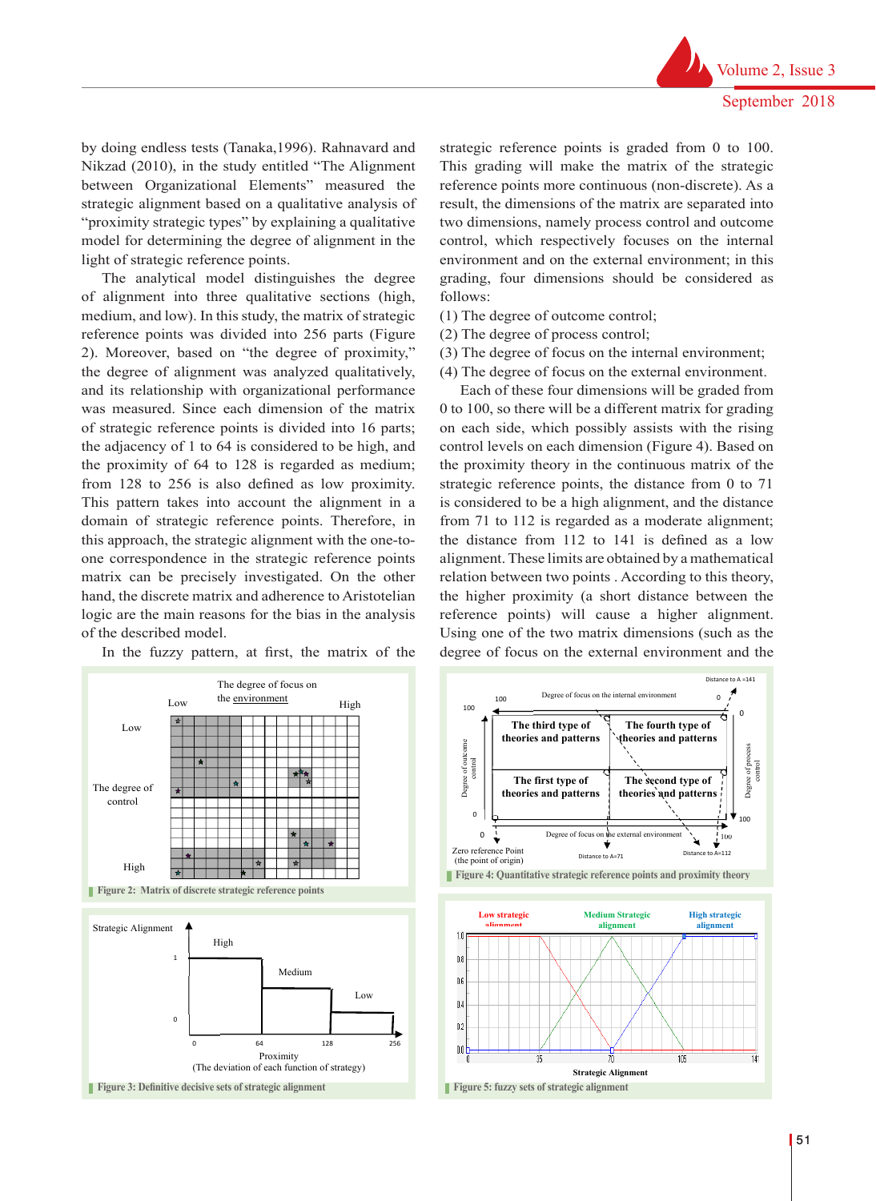by doing endless tests (Tanaka,1996). Rahnavard and Nikzad (2010), in the study entitled "The Alignment between Organizational Environment Elements" measured the strategic alignment based on a qualitative analysis of "proximity strategic types" by explaining a qualitative model for determining the degree of alignment in the light of strategic reference points.

The analytical model distinguishes the degree of alignment into three qualitative sections (high, medium, and low). In this study, the matrix of strategic reference points was divided into 256 parts (Figure 2). Moreover, based on "the degree of proximity," the degree of alignment was analyzed qualitatively, and its relationship with organizational performance was measured. Since each dimension of the matrix of strategic reference points is divided into 16 parts; the adjacency of 1 to 64 is considered to be high, and the proximity of 64 to 128 is regarded as medium; from 128 to 256 is also defined as low proximity. This pattern takes into account the alignment in a domain of strategic reference points. Therefore, in this approach, the strategic alignment with the one-to-one correspondence in the strategic reference points matrix can be precisely investigated. On the other hand, the discrete matrix and adherence to Aristotelian logic are the main reasons for the bias in the analysis of the described model.

In the fuzzy pattern, at first, the matrix of the strategic reference points is graded from 0 to 100. This grading will make the matrix of the strategic reference points more continuous (non-discrete). As a result, the dimensions of the matrix are separated into two dimensions, namely process control and outcome control, which respectively focuses on the internal environment and on the external environment; in this grading, four dimensions should be considered as follows:

(1) The degree of outcome control;
(2) The degree of process control;
(3) The degree of focus on the internal environment;
(4) The degree of focus on the external environment.

Each of these four dimensions will be graded from 0 to 100, so there will be a different matrix for grading on each side, which possibly assists with the rising control levels on each dimension (Figure 4). Based on the proximity theory in the continuous matrix of the strategic reference points, the distance from 0 to 71 is considered to be a high alignment, and the distance from 71 to 112 is regarded as a moderate alignment; the distance from 112 to 141 is defined as a low alignment. These limits are obtained by a mathematical relation between two points . According to this theory, the higher proximity (a short distance between the reference points) will cause a higher alignment. Using one of the two matrix dimensions (such as the degree of focus on the external environment and the

Figure 2: Matrix of discrete strategic reference points

Figure 3: Definitive decisive sets of strategic alignment

Figure 4: Quantitative strategic reference points and proximity theory

Figure 5: fuzzy sets of strategic alignment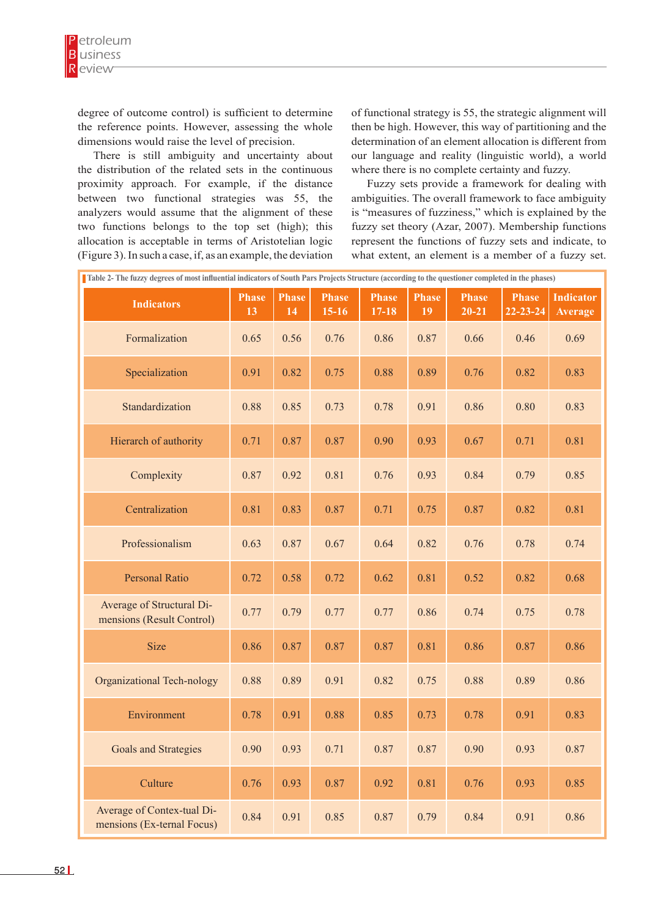degree of outcome control) is sufficient to determine the reference points. However, assessing the whole dimensions would raise the level of precision.

There is still ambiguity and uncertainty about the distribution of the related sets in the continuous proximity approach. For example, if the distance between two functional strategies was 55, the analyzers would assume that the alignment of these two functions belongs to the top set (high); this allocation is acceptable in terms of Aristotelian logic (Figure 3). In such a case, if, as an example, the deviation of functional strategy is 55, the strategic alignment will then be high. However, this way of partitioning and the determination of an element allocation is different from our language and reality (linguistic world), a world where there is no complete certainty and fuzzy.

Fuzzy sets provide a framework for dealing with ambiguities. The overall framework to face ambiguity is "measures of fuzziness," which is explained by the fuzzy set theory (Azar, 2007). Membership functions represent the functions of fuzzy sets and indicate, to what extent, an element is a member of a fuzzy set.

**Table 2- The fuzzy degrees of most influential indicators of South Pars Projects Structure (according to the questioner completed in the phases)**

| Indicators | Phase 13 | Phase 14 | Phase 15-16 | Phase 17-18 | Phase 19 | Phase 20-21 | Phase 22-23-24 | Indicator Average |
|---|---|---|---|---|---|---|---|---|
| Formalization | 0.65 | 0.56 | 0.76 | 0.86 | 0.87 | 0.66 | 0.46 | 0.69 |
| Specialization | 0.91 | 0.82 | 0.75 | 0.88 | 0.89 | 0.76 | 0.82 | 0.83 |
| Standardization | 0.88 | 0.85 | 0.73 | 0.78 | 0.91 | 0.86 | 0.80 | 0.83 |
| Hierarch of authority | 0.71 | 0.87 | 0.87 | 0.90 | 0.93 | 0.67 | 0.71 | 0.81 |
| Complexity | 0.87 | 0.92 | 0.81 | 0.76 | 0.93 | 0.84 | 0.79 | 0.85 |
| Centralization | 0.81 | 0.83 | 0.87 | 0.71 | 0.75 | 0.87 | 0.82 | 0.81 |
| Professionalism | 0.63 | 0.87 | 0.67 | 0.64 | 0.82 | 0.76 | 0.78 | 0.74 |
| Personal Ratio | 0.72 | 0.58 | 0.72 | 0.62 | 0.81 | 0.52 | 0.82 | 0.68 |
| Average of Structural Di-mensions (Result Control) | 0.77 | 0.79 | 0.77 | 0.77 | 0.86 | 0.74 | 0.75 | 0.78 |
| Size | 0.86 | 0.87 | 0.87 | 0.87 | 0.81 | 0.86 | 0.87 | 0.86 |
| Organizational Tech-nology | 0.88 | 0.89 | 0.91 | 0.82 | 0.75 | 0.88 | 0.89 | 0.86 |
| Environment | 0.78 | 0.91 | 0.88 | 0.85 | 0.73 | 0.78 | 0.91 | 0.83 |
| Goals and Strategies | 0.90 | 0.93 | 0.71 | 0.87 | 0.87 | 0.90 | 0.93 | 0.87 |
| Culture | 0.76 | 0.93 | 0.87 | 0.92 | 0.81 | 0.76 | 0.93 | 0.85 |
| Average of Contex-tual Di-mensions (Ex-ternal Focus) | 0.84 | 0.91 | 0.85 | 0.87 | 0.79 | 0.84 | 0.91 | 0.86 |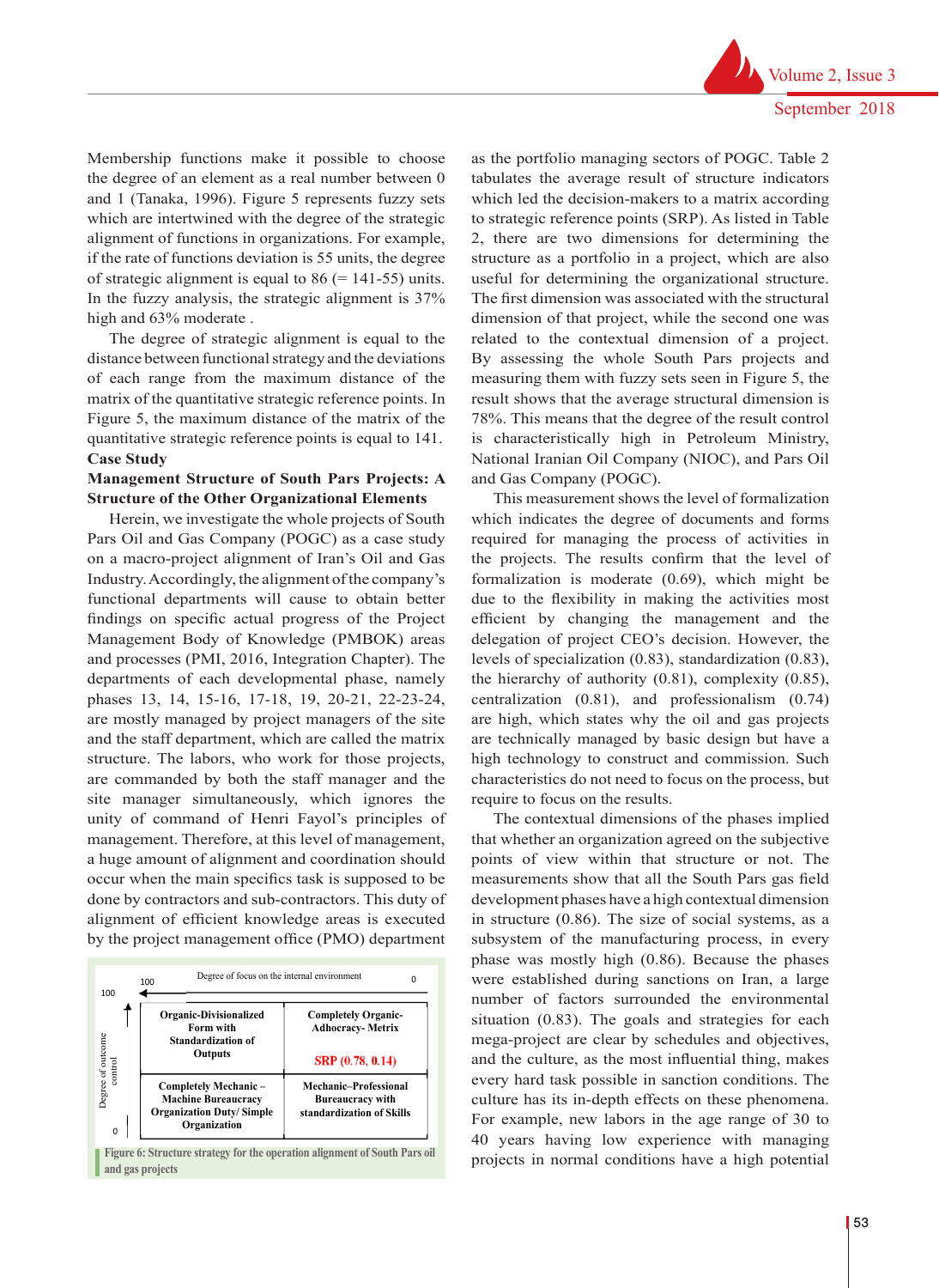Membership functions make it possible to choose the degree of an element as a real number between 0 and 1 (Tanaka, 1996). Figure 5 represents fuzzy sets which are intertwined with the degree of the strategic alignment of functions in organizations. For example, if the rate of functions deviation is 55 units, the degree of strategic alignment is equal to 86 (= 141-55) units. In the fuzzy analysis, the strategic alignment is 37% high and 63% moderate .

The degree of strategic alignment is equal to the distance between functional strategy and the deviations of each range from the maximum distance of the matrix of the quantitative strategic reference points. In Figure 5, the maximum distance of the matrix of the quantitative strategic reference points is equal to 141.

**Case Study**

**Management Structure of South Pars Projects: A Structure of the Other Organizational Elements**

Herein, we investigate the whole projects of South Pars Oil and Gas Company (POGC) as a case study on a macro-project alignment of Iran's Oil and Gas Industry. Accordingly, the alignment of the company's functional departments will cause to obtain better findings on specific actual progress of the Project Management Body of Knowledge (PMBOK) areas and processes (PMI, 2016, Integration Chapter). The departments of each developmental phase, namely phases 13, 14, 15-16, 17-18, 19, 20-21, 22-23-24, are mostly managed by project managers of the site and the staff department, which are called the matrix structure. The labors, who work for those projects, are commanded by both the staff manager and the site manager simultaneously, which ignores the unity of command of Henri Fayol's principles of management. Therefore, at this level of management, a huge amount of alignment and coordination should occur when the main specifics task is supposed to be done by contractors and sub-contractors. This duty of alignment of efficient knowledge areas is executed by the project management office (PMO) department

Degree of focus on the internal environment (100 ← 0)

| Degree of outcome control (0 → 100) | | |
|---|---|---|
| 100 | Organic-Divisionalized Form with Standardization of Outputs | Completely Organic-Adhocracy- Metrix<br>SRP (0.78, 0.14) |
| 0 | Completely Mechanic – Machine Bureaucracy Organization Duty/ Simple Organization | Mechanic–Professional Bureaucracy with standardization of Skills |

Figure 6: Structure strategy for the operation alignment of South Pars oil and gas projects

as the portfolio managing sectors of POGC. Table 2 tabulates the average result of structure indicators which led the decision-makers to a matrix according to strategic reference points (SRP). As listed in Table 2, there are two dimensions for determining the structure as a portfolio in a project, which are also useful for determining the organizational structure. The first dimension was associated with the structural dimension of that project, while the second one was related to the contextual dimension of a project. By assessing the whole South Pars projects and measuring them with fuzzy sets seen in Figure 5, the result shows that the average structural dimension is 78%. This means that the degree of the result control is characteristically high in Petroleum Ministry, National Iranian Oil Company (NIOC), and Pars Oil and Gas Company (POGC).

This measurement shows the level of formalization which indicates the degree of documents and forms required for managing the process of activities in the projects. The results confirm that the level of formalization is moderate (0.69), which might be due to the flexibility in making the activities most efficient by changing the management and the delegation of project CEO's decision. However, the levels of specialization (0.83), standardization (0.83), the hierarchy of authority (0.81), complexity (0.85), centralization (0.81), and professionalism (0.74) are high, which states why the oil and gas projects are technically managed by basic design but have a high technology to construct and commission. Such characteristics do not need to focus on the process, but require to focus on the results.

The contextual dimensions of the phases implied that whether an organization agreed on the subjective points of view within that structure or not. The measurements show that all the South Pars gas field development phases have a high contextual dimension in structure (0.86). The size of social systems, as a subsystem of the manufacturing process, in every phase was mostly high (0.86). Because the phases were established during sanctions on Iran, a large number of factors surrounded the environmental situation (0.83). The goals and strategies for each mega-project are clear by schedules and objectives, and the culture, as the most influential thing, makes every hard task possible in sanction conditions. The culture has its in-depth effects on these phenomena. For example, new labors in the age range of 30 to 40 years having low experience with managing projects in normal conditions have a high potential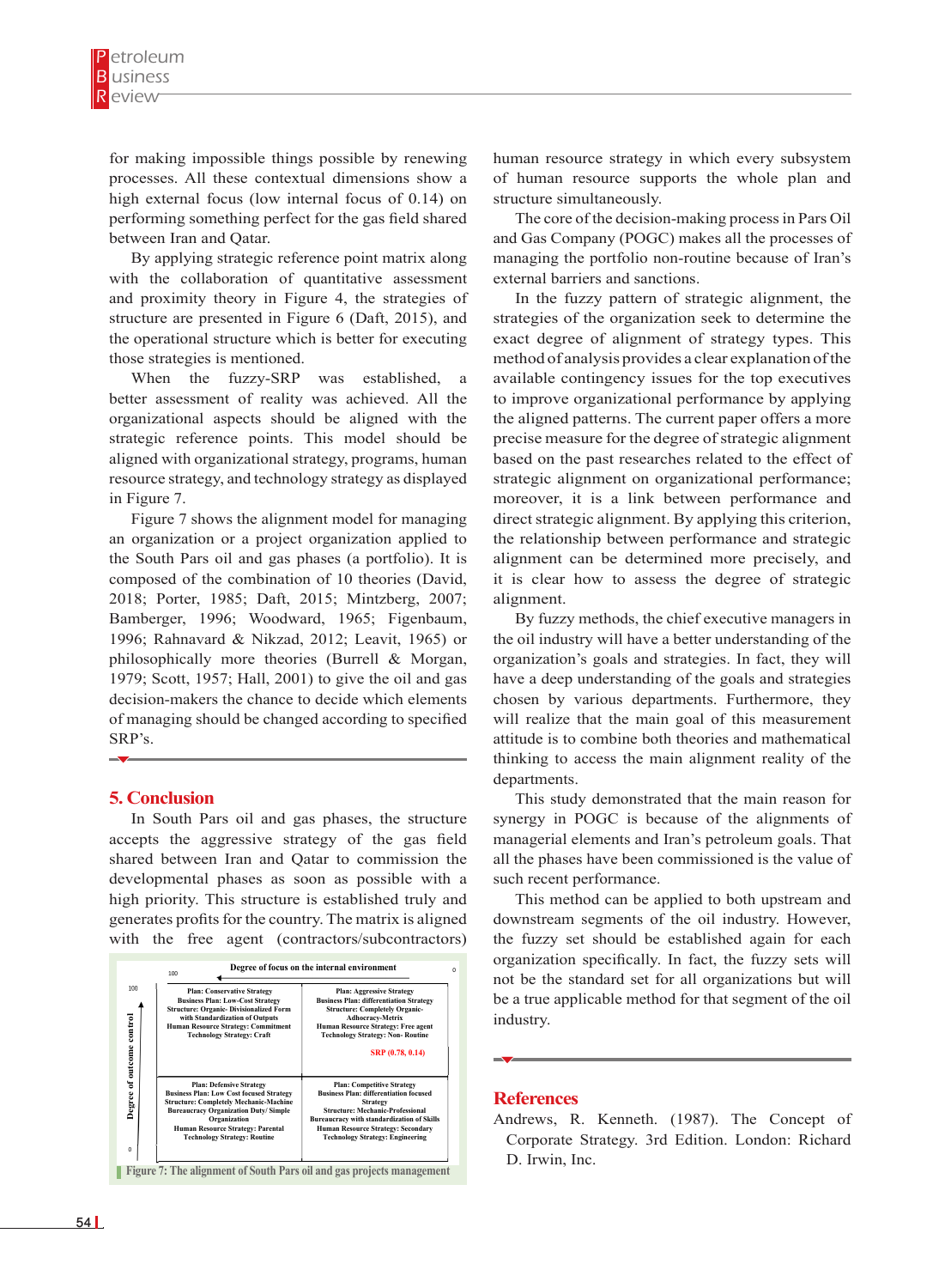for making impossible things possible by renewing processes. All these contextual dimensions show a high external focus (low internal focus of 0.14) on performing something perfect for the gas field shared between Iran and Qatar.

By applying strategic reference point matrix along with the collaboration of quantitative assessment and proximity theory in Figure 4, the strategies of structure are presented in Figure 6 (Daft, 2015), and the operational structure which is better for executing those strategies is mentioned.

When the fuzzy-SRP was established, a better assessment of reality was achieved. All the organizational aspects should be aligned with the strategic reference points. This model should be aligned with organizational strategy, programs, human resource strategy, and technology strategy as displayed in Figure 7.

Figure 7 shows the alignment model for managing an organization or a project organization applied to the South Pars oil and gas phases (a portfolio). It is composed of the combination of 10 theories (David, 2018; Porter, 1985; Daft, 2015; Mintzberg, 2007; Bamberger, 1996; Woodward, 1965; Figenbaum, 1996; Rahnavard & Nikzad, 2012; Leavit, 1965) or philosophically more theories (Burrell & Morgan, 1979; Scott, 1957; Hall, 2001) to give the oil and gas decision-makers the chance to decide which elements of managing should be changed according to specified SRP's.

## 5. Conclusion

In South Pars oil and gas phases, the structure accepts the aggressive strategy of the gas field shared between Iran and Qatar to commission the developmental phases as soon as possible with a high priority. This structure is established truly and generates profits for the country. The matrix is aligned with the free agent (contractors/subcontractors) human resource strategy in which every subsystem of human resource supports the whole plan and structure simultaneously.

Degree of focus on the internal environment (100 → 0); Degree of outcome control (0 → 100)

| | |
|---|---|
| Plan: Conservative Strategy<br>Business Plan: Low-Cost Strategy<br>Structure: Organic- Divisionalized Form with Standardization of Outputs<br>Human Resource Strategy: Commitment<br>Technology Strategy: Craft | Plan: Aggressive Strategy<br>Business Plan: differentiation Strategy<br>Structure: Completely Organic- Adhocracy-Metrix<br>Human Resource Strategy: Free agent<br>Technology Strategy: Non- Routine<br>SRP (0.78, 0.14) |
| Plan: Defensive Strategy<br>Business Plan: Low Cost focused Strategy<br>Structure: Completely Mechanic-Machine Bureaucracy Organization Duty/ Simple Organization<br>Human Resource Strategy: Parental<br>Technology Strategy: Routine | Plan: Competitive Strategy<br>Business Plan: differentiation focused Strategy<br>Structure: Mechanic-Professional Bureaucracy with standardization of Skills<br>Human Resource Strategy: Secondary<br>Technology Strategy: Engineering |

Figure 7: The alignment of South Pars oil and gas projects management

The core of the decision-making process in Pars Oil and Gas Company (POGC) makes all the processes of managing the portfolio non-routine because of Iran's external barriers and sanctions.

In the fuzzy pattern of strategic alignment, the strategies of the organization seek to determine the exact degree of alignment of strategy types. This method of analysis provides a clear explanation of the available contingency issues for the top executives to improve organizational performance by applying the aligned patterns. The current paper offers a more precise measure for the degree of strategic alignment based on the past researches related to the effect of strategic alignment on organizational performance; moreover, it is a link between performance and direct strategic alignment. By applying this criterion, the relationship between performance and strategic alignment can be determined more precisely, and it is clear how to assess the degree of strategic alignment.

By fuzzy methods, the chief executive managers in the oil industry will have a better understanding of the organization's goals and strategies. In fact, they will have a deep understanding of the goals and strategies chosen by various departments. Furthermore, they will realize that the main goal of this measurement attitude is to combine both theories and mathematical thinking to access the main alignment reality of the departments.

This study demonstrated that the main reason for synergy in POGC is because of the alignments of managerial elements and Iran's petroleum goals. That all the phases have been commissioned is the value of such recent performance.

This method can be applied to both upstream and downstream segments of the oil industry. However, the fuzzy set should be established again for each organization specifically. In fact, the fuzzy sets will not be the standard set for all organizations but will be a true applicable method for that segment of the oil industry.

## References

Andrews, R. Kenneth. (1987). The Concept of Corporate Strategy. 3rd Edition. London: Richard D. Irwin, Inc.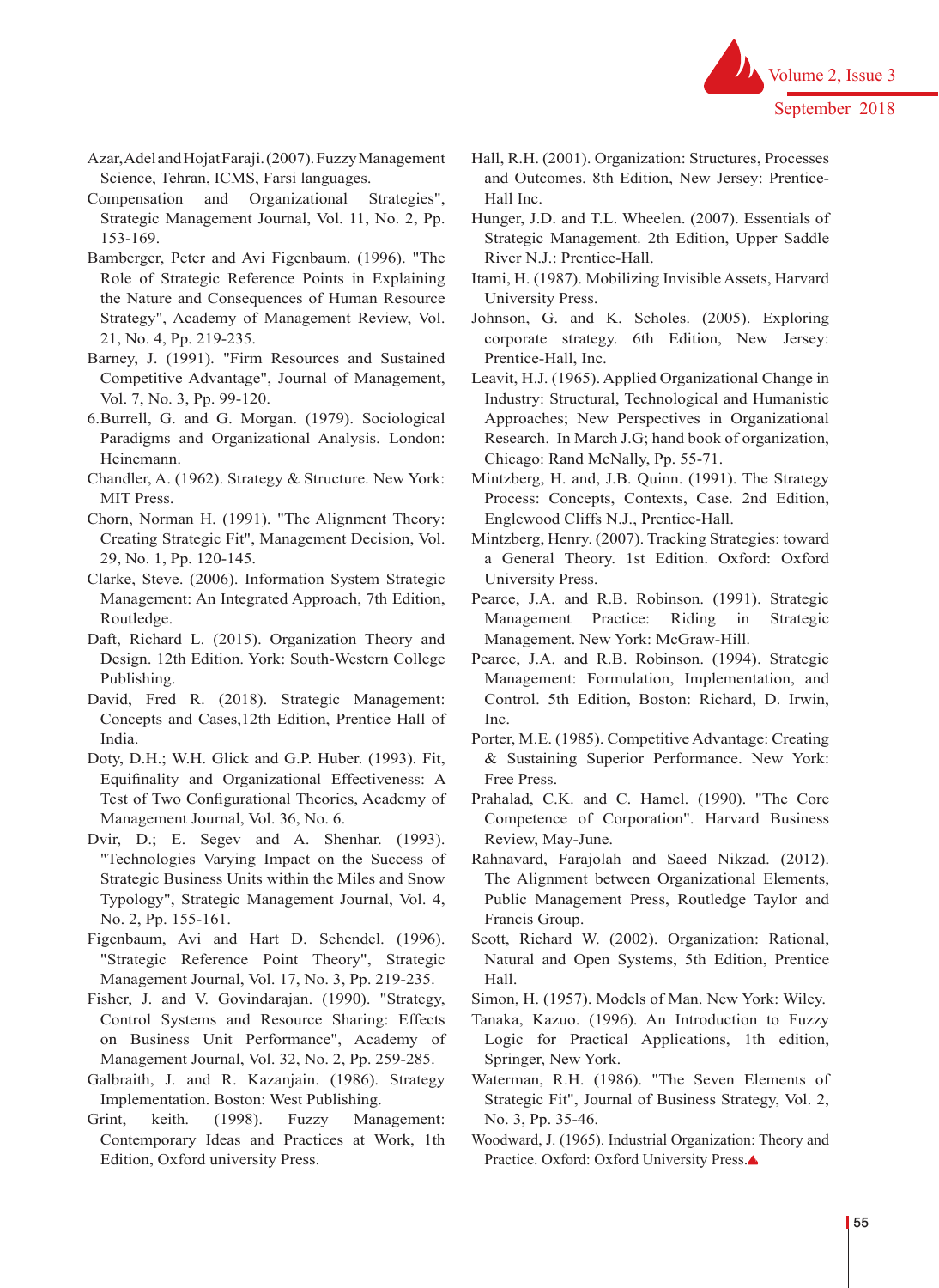Azar, Adel and Hojat Faraji. (2007). Fuzzy Management Science, Tehran, ICMS, Farsi languages.

Compensation and Organizational Strategies", Strategic Management Journal, Vol. 11, No. 2, Pp. 153-169.

Bamberger, Peter and Avi Figenbaum. (1996). "The Role of Strategic Reference Points in Explaining the Nature and Consequences of Human Resource Strategy", Academy of Management Review, Vol. 21, No. 4, Pp. 219-235.

Barney, J. (1991). "Firm Resources and Sustained Competitive Advantage", Journal of Management, Vol. 7, No. 3, Pp. 99-120.

6.Burrell, G. and G. Morgan. (1979). Sociological Paradigms and Organizational Analysis. London: Heinemann.

Chandler, A. (1962). Strategy & Structure. New York: MIT Press.

Chorn, Norman H. (1991). "The Alignment Theory: Creating Strategic Fit", Management Decision, Vol. 29, No. 1, Pp. 120-145.

Clarke, Steve. (2006). Information System Strategic Management: An Integrated Approach, 7th Edition, Routledge.

Daft, Richard L. (2015). Organization Theory and Design. 12th Edition. York: South-Western College Publishing.

David, Fred R. (2018). Strategic Management: Concepts and Cases,12th Edition, Prentice Hall of India.

Doty, D.H.; W.H. Glick and G.P. Huber. (1993). Fit, Equifinality and Organizational Effectiveness: A Test of Two Configurational Theories, Academy of Management Journal, Vol. 36, No. 6.

Dvir, D.; E. Segev and A. Shenhar. (1993). "Technologies Varying Impact on the Success of Strategic Business Units within the Miles and Snow Typology", Strategic Management Journal, Vol. 4, No. 2, Pp. 155-161.

Figenbaum, Avi and Hart D. Schendel. (1996). "Strategic Reference Point Theory", Strategic Management Journal, Vol. 17, No. 3, Pp. 219-235.

Fisher, J. and V. Govindarajan. (1990). "Strategy, Control Systems and Resource Sharing: Effects on Business Unit Performance", Academy of Management Journal, Vol. 32, No. 2, Pp. 259-285.

Galbraith, J. and R. Kazanjain. (1986). Strategy Implementation. Boston: West Publishing.

Grint, keith. (1998). Fuzzy Management: Contemporary Ideas and Practices at Work, 1th Edition, Oxford university Press.

Hall, R.H. (2001). Organization: Structures, Processes and Outcomes. 8th Edition, New Jersey: Prentice-Hall Inc.

Hunger, J.D. and T.L. Wheelen. (2007). Essentials of Strategic Management. 2th Edition, Upper Saddle River N.J.: Prentice-Hall.

Itami, H. (1987). Mobilizing Invisible Assets, Harvard University Press.

Johnson, G. and K. Scholes. (2005). Exploring corporate strategy. 6th Edition, New Jersey: Prentice-Hall, Inc.

Leavit, H.J. (1965). Applied Organizational Change in Industry: Structural, Technological and Humanistic Approaches; New Perspectives in Organizational Research. In March J.G; hand book of organization, Chicago: Rand McNally, Pp. 55-71.

Mintzberg, H. and, J.B. Quinn. (1991). The Strategy Process: Concepts, Contexts, Case. 2nd Edition, Englewood Cliffs N.J., Prentice-Hall.

Mintzberg, Henry. (2007). Tracking Strategies: toward a General Theory. 1st Edition. Oxford: Oxford University Press.

Pearce, J.A. and R.B. Robinson. (1991). Strategic Management Practice: Riding in Strategic Management. New York: McGraw-Hill.

Pearce, J.A. and R.B. Robinson. (1994). Strategic Management: Formulation, Implementation, and Control. 5th Edition, Boston: Richard, D. Irwin, Inc.

Porter, M.E. (1985). Competitive Advantage: Creating & Sustaining Superior Performance. New York: Free Press.

Prahalad, C.K. and C. Hamel. (1990). "The Core Competence of Corporation". Harvard Business Review, May-June.

Rahnavard, Farajolah and Saeed Nikzad. (2012). The Alignment between Organizational Elements, Public Management Press, Routledge Taylor and Francis Group.

Scott, Richard W. (2002). Organization: Rational, Natural and Open Systems, 5th Edition, Prentice Hall.

Simon, H. (1957). Models of Man. New York: Wiley.

Tanaka, Kazuo. (1996). An Introduction to Fuzzy Logic for Practical Applications, 1th edition, Springer, New York.

Waterman, R.H. (1986). "The Seven Elements of Strategic Fit", Journal of Business Strategy, Vol. 2, No. 3, Pp. 35-46.

Woodward, J. (1965). Industrial Organization: Theory and Practice. Oxford: Oxford University Press.